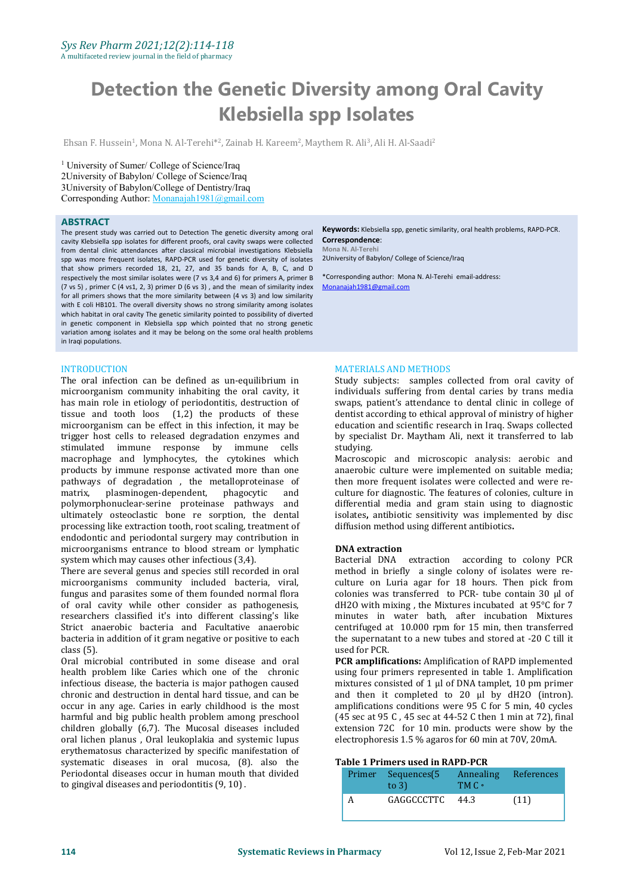# Detection the Genetic Diversity among Oral Cavity Klebsiella spp Isolates

Ehsan F. Hussein[1], Mona N. Al-Terehi*[2], Zainab H. Kareem[2], Maythem R. Ali[3], Ali H. Al-Saadi[2]

[1] University of Sumer/ College of Science/Iraq
2University of Babylon/ College of Science/Iraq
3University of Babylon/College of Dentistry/Iraq
Corresponding Author: Monanajah1981@gmail.com

## ABSTRACT

The present study was carried out to Detection The genetic diversity among oral cavity Klebsiella spp isolates for different proofs, oral cavity swaps were collected from dental clinic attendances after classical microbial investigations Klebsiella spp was more frequent isolates, RAPD-PCR used for genetic diversity of isolates that show primers recorded 18, 21, 27, and 35 bands for A, B, C, and D respectively the most similar isolates were (7 vs 3,4 and 6) for primers A, primer B (7 vs 5) , primer C (4 vs1, 2, 3) primer D (6 vs 3) , and the mean of similarity index for all primers shows that the more similarity between (4 vs 3) and low similarity with E coli HB101. The overall diversity shows no strong similarity among isolates which habitat in oral cavity The genetic similarity pointed to possibility of diverted in genetic component in Klebsiella spp which pointed that no strong genetic variation among isolates and it may be belong on the some oral health problems in Iraqi populations.

**Keywords:** Klebsiella spp, genetic similarity, oral health problems, RAPD-PCR.

**Correspondence**:
Mona N. Al-Terehi
2University of Babylon/ College of Science/Iraq

*Corresponding author: Mona N. Al-Terehi email-address: Monanajah1981@gmail.com

## INTRODUCTION

The oral infection can be defined as un-equilibrium in microorganism community inhabiting the oral cavity, it has main role in etiology of periodontitis, destruction of tissue and tooth loos (1,2) the products of these microorganism can be effect in this infection, it may be trigger host cells to released degradation enzymes and stimulated immune response by immune cells macrophage and lymphocytes, the cytokines which products by immune response activated more than one pathways of degradation , the metalloproteinase of matrix, plasminogen-dependent, phagocytic and polymorphonuclear-serine proteinase pathways and ultimately osteoclastic bone re sorption, the dental processing like extraction tooth, root scaling, treatment of endodontic and periodontal surgery may contribution in microorganisms entrance to blood stream or lymphatic system which may causes other infectious (3,4).

There are several genus and species still recorded in oral microorganisms community included bacteria, viral, fungus and parasites some of them founded normal flora of oral cavity while other consider as pathogenesis, researchers classified it's into different classing's like Strict anaerobic bacteria and Facultative anaerobic bacteria in addition of it gram negative or positive to each class (5).

Oral microbial contributed in some disease and oral health problem like Caries which one of the chronic infectious disease, the bacteria is major pathogen caused chronic and destruction in dental hard tissue, and can be occur in any age. Caries in early childhood is the most harmful and big public health problem among preschool children globally (6,7). The Mucosal diseases included oral lichen planus , Oral leukoplakia and systemic lupus erythematosus characterized by specific manifestation of systematic diseases in oral mucosa, (8). also the Periodontal diseases occur in human mouth that divided to gingival diseases and periodontitis (9, 10) .

## MATERIALS AND METHODS

Study subjects: samples collected from oral cavity of individuals suffering from dental caries by trans media swaps, patient's attendance to dental clinic in college of dentist according to ethical approval of ministry of higher education and scientific research in Iraq. Swaps collected by specialist Dr. Maytham Ali, next it transferred to lab studying.

Macroscopic and microscopic analysis: aerobic and anaerobic culture were implemented on suitable media; then more frequent isolates were collected and were re-culture for diagnostic. The features of colonies, culture in differential media and gram stain using to diagnostic isolates**,** antibiotic sensitivity was implemented by disc diffusion method using different antibiotics**.**

### DNA extraction

Bacterial DNA extraction according to colony PCR method in briefly a single colony of isolates were re-culture on Luria agar for 18 hours. Then pick from colonies was transferred to PCR- tube contain 30 µl of dH2O with mixing , the Mixtures incubated at 95°C for 7 minutes in water bath, after incubation Mixtures centrifuged at 10.000 rpm for 15 min, then transferred the supernatant to a new tubes and stored at -20 C till it used for PCR.

**PCR amplifications:** Amplification of RAPD implemented using four primers represented in table 1. Amplification mixtures consisted of 1 µl of DNA tamplet, 10 pm primer and then it completed to 20 µl by dH2O (intron). amplifications conditions were 95 C for 5 min, 40 cycles (45 sec at 95 C , 45 sec at 44-52 C then 1 min at 72), final extension 72C for 10 min. products were show by the electrophoresis 1.5 % agaros for 60 min at 70V, 20mA.

**Table 1 Primers used in RAPD-PCR**

| Primer | Sequences(5 to 3) | Annealing TM C ◦ | References |
|---|---|---|---|
| A | GAGGCCCTTC | 44.3 | (11) |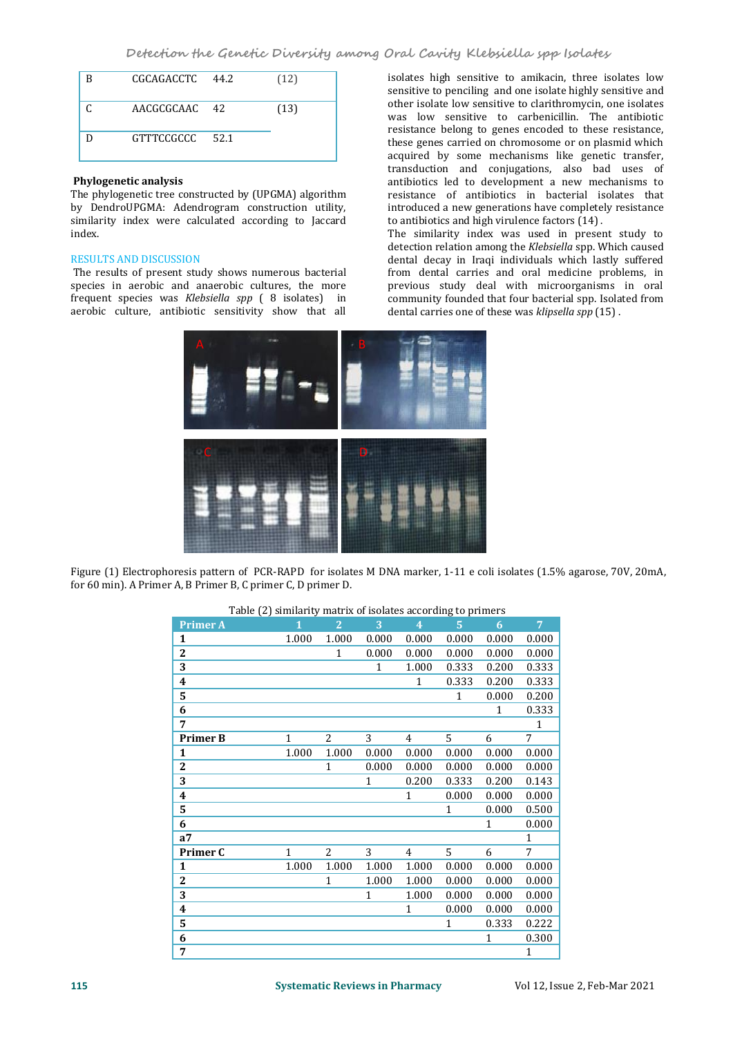| | | | |
|---|---|---|---|
| B | CGCAGACCTC | 44.2 | (12) |
| C | AACGCGCAAC | 42 | (13) |
| D | GTTTCCGCCC | 52.1 | |

**Phylogenetic analysis**

The phylogenetic tree constructed by (UPGMA) algorithm by DendroUPGMA: Adendrogram construction utility, similarity index were calculated according to Jaccard index.

## RESULTS AND DISCUSSION

The results of present study shows numerous bacterial species in aerobic and anaerobic cultures, the more frequent species was *Klebsiella spp* ( 8 isolates) in aerobic culture, antibiotic sensitivity show that all isolates high sensitive to amikacin, three isolates low sensitive to penciling and one isolate highly sensitive and other isolate low sensitive to clarithromycin, one isolates was low sensitive to carbenicillin. The antibiotic resistance belong to genes encoded to these resistance, these genes carried on chromosome or on plasmid which acquired by some mechanisms like genetic transfer, transduction and conjugations, also bad uses of antibiotics led to development a new mechanisms to resistance of antibiotics in bacterial isolates that introduced a new generations have completely resistance to antibiotics and high virulence factors (14) .

The similarity index was used in present study to detection relation among the *Klebsiella* spp. Which caused dental decay in Iraqi individuals which lastly suffered from dental carries and oral medicine problems, in previous study deal with microorganisms in oral community founded that four bacterial spp. Isolated from dental carries one of these was *klipsella spp* (15) .

Figure (1) Electrophoresis pattern of PCR-RAPD for isolates M DNA marker, 1-11 e coli isolates (1.5% agarose, 70V, 20mA, for 60 min). A Primer A, B Primer B, C primer C, D primer D.

Table (2) similarity matrix of isolates according to primers

| Primer A | 1 | 2 | 3 | 4 | 5 | 6 | 7 |
|---|---|---|---|---|---|---|---|
| **1** | 1.000 | 1.000 | 0.000 | 0.000 | 0.000 | 0.000 | 0.000 |
| **2** | | 1 | 0.000 | 0.000 | 0.000 | 0.000 | 0.000 |
| **3** | | | 1 | 1.000 | 0.333 | 0.200 | 0.333 |
| **4** | | | | 1 | 0.333 | 0.200 | 0.333 |
| **5** | | | | | 1 | 0.000 | 0.200 |
| **6** | | | | | | 1 | 0.333 |
| **7** | | | | | | | 1 |
| **Primer B** | 1 | 2 | 3 | 4 | 5 | 6 | 7 |
| **1** | 1.000 | 1.000 | 0.000 | 0.000 | 0.000 | 0.000 | 0.000 |
| **2** | | 1 | 0.000 | 0.000 | 0.000 | 0.000 | 0.000 |
| **3** | | | 1 | 0.200 | 0.333 | 0.200 | 0.143 |
| **4** | | | | 1 | 0.000 | 0.000 | 0.000 |
| **5** | | | | | 1 | 0.000 | 0.500 |
| **6** | | | | | | 1 | 0.000 |
| **a7** | | | | | | | 1 |
| **Primer C** | 1 | 2 | 3 | 4 | 5 | 6 | 7 |
| **1** | 1.000 | 1.000 | 1.000 | 1.000 | 0.000 | 0.000 | 0.000 |
| **2** | | 1 | 1.000 | 1.000 | 0.000 | 0.000 | 0.000 |
| **3** | | | 1 | 1.000 | 0.000 | 0.000 | 0.000 |
| **4** | | | | 1 | 0.000 | 0.000 | 0.000 |
| **5** | | | | | 1 | 0.333 | 0.222 |
| **6** | | | | | | 1 | 0.300 |
| **7** | | | | | | | 1 |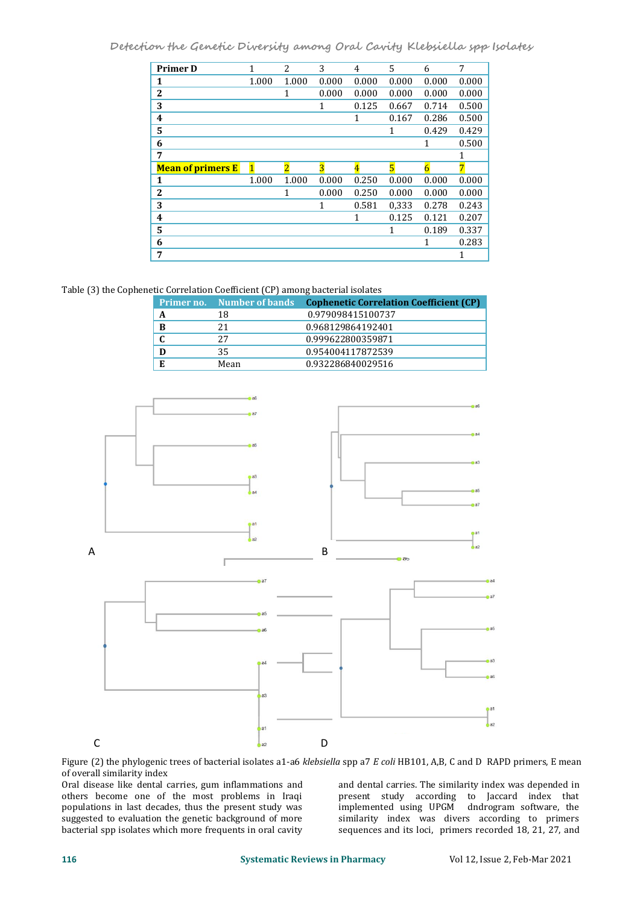| Primer D | 1 | 2 | 3 | 4 | 5 | 6 | 7 |
|---|---|---|---|---|---|---|---|
| **1** | 1.000 | 1.000 | 0.000 | 0.000 | 0.000 | 0.000 | 0.000 |
| **2** | | 1 | 0.000 | 0.000 | 0.000 | 0.000 | 0.000 |
| **3** | | | 1 | 0.125 | 0.667 | 0.714 | 0.500 |
| **4** | | | | 1 | 0.167 | 0.286 | 0.500 |
| **5** | | | | | 1 | 0.429 | 0.429 |
| **6** | | | | | | 1 | 0.500 |
| **7** | | | | | | | 1 |
| **Mean of primers E** | 1 | 2 | 3 | 4 | 5 | 6 | 7 |
| **1** | 1.000 | 1.000 | 0.000 | 0.250 | 0.000 | 0.000 | 0.000 |
| **2** | | 1 | 0.000 | 0.250 | 0.000 | 0.000 | 0.000 |
| **3** | | | 1 | 0.581 | 0,333 | 0.278 | 0.243 |
| **4** | | | | 1 | 0.125 | 0.121 | 0.207 |
| **5** | | | | | 1 | 0.189 | 0.337 |
| **6** | | | | | | 1 | 0.283 |
| **7** | | | | | | | 1 |

Table (3) the Cophenetic Correlation Coefficient (CP) among bacterial isolates

| Primer no. | Number of bands | Cophenetic Correlation Coefficient (CP) |
|---|---|---|
| **A** | 18 | 0.979098415100737 |
| **B** | 21 | 0.968129864192401 |
| **C** | 27 | 0.999622800359871 |
| **D** | 35 | 0.954004117872539 |
| **E** | Mean | 0.932286840029516 |

Figure (2) the phylogenic trees of bacterial isolates a1-a6 *klebsiella* spp a7 *E coli* HB101, A,B, C and D RAPD primers, E mean of overall similarity index

Oral disease like dental carries, gum inflammations and others become one of the most problems in Iraqi populations in last decades, thus the present study was suggested to evaluation the genetic background of more bacterial spp isolates which more frequents in oral cavity and dental carries. The similarity index was depended in present study according to Jaccard index that implemented using UPGM dndrogram software, the similarity index was divers according to primers sequences and its loci, primers recorded 18, 21, 27, and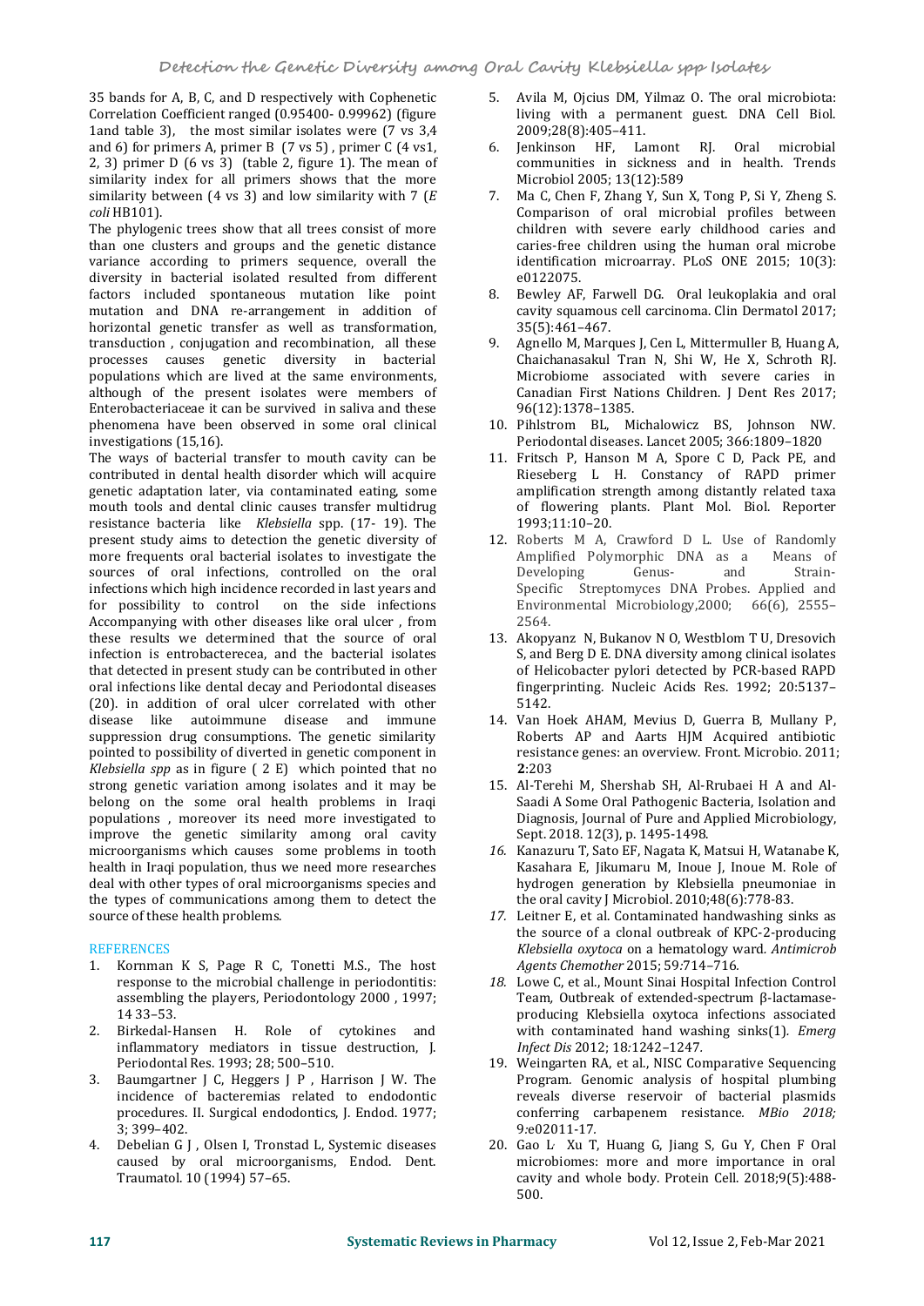35 bands for A, B, C, and D respectively with Cophenetic Correlation Coefficient ranged (0.95400- 0.99962) (figure 1and table 3), the most similar isolates were (7 vs 3,4 and 6) for primers A, primer B (7 vs 5) , primer C (4 vs1, 2, 3) primer D (6 vs 3) (table 2, figure 1). The mean of similarity index for all primers shows that the more similarity between (4 vs 3) and low similarity with 7 (*E coli* HB101).

The phylogenic trees show that all trees consist of more than one clusters and groups and the genetic distance variance according to primers sequence, overall the diversity in bacterial isolated resulted from different factors included spontaneous mutation like point mutation and DNA re-arrangement in addition of horizontal genetic transfer as well as transformation, transduction , conjugation and recombination, all these processes causes genetic diversity in bacterial populations which are lived at the same environments, although of the present isolates were members of Enterobacteriaceae it can be survived in saliva and these phenomena have been observed in some oral clinical investigations (15,16).

The ways of bacterial transfer to mouth cavity can be contributed in dental health disorder which will acquire genetic adaptation later, via contaminated eating, some mouth tools and dental clinic causes transfer multidrug resistance bacteria like *Klebsiella* spp. (17- 19). The present study aims to detection the genetic diversity of more frequents oral bacterial isolates to investigate the sources of oral infections, controlled on the oral infections which high incidence recorded in last years and for possibility to control on the side infections Accompanying with other diseases like oral ulcer , from these results we determined that the source of oral infection is entrobacterecea, and the bacterial isolates that detected in present study can be contributed in other oral infections like dental decay and Periodontal diseases (20). in addition of oral ulcer correlated with other disease like autoimmune disease and immune suppression drug consumptions. The genetic similarity pointed to possibility of diverted in genetic component in *Klebsiella spp* as in figure ( 2 E) which pointed that no strong genetic variation among isolates and it may be belong on the some oral health problems in Iraqi populations , moreover its need more investigated to improve the genetic similarity among oral cavity microorganisms which causes some problems in tooth health in Iraqi population, thus we need more researches deal with other types of oral microorganisms species and the types of communications among them to detect the source of these health problems.

## REFERENCES

1. Kornman K S, Page R C, Tonetti M.S., The host response to the microbial challenge in periodontitis: assembling the players, Periodontology 2000 , 1997; 14 33–53.
2. Birkedal-Hansen H. Role of cytokines and inflammatory mediators in tissue destruction, J. Periodontal Res. 1993; 28; 500–510.
3. Baumgartner J C, Heggers J P , Harrison J W. The incidence of bacteremias related to endodontic procedures. II. Surgical endodontics, J. Endod. 1977; 3; 399–402.
4. Debelian G J , Olsen I, Tronstad L, Systemic diseases caused by oral microorganisms, Endod. Dent. Traumatol. 10 (1994) 57–65.
5. Avila M, Ojcius DM, Yilmaz O. The oral microbiota: living with a permanent guest. DNA Cell Biol. 2009;28(8):405–411.
6. Jenkinson HF, Lamont RJ. Oral microbial communities in sickness and in health. Trends Microbiol 2005; 13(12):589
7. Ma C, Chen F, Zhang Y, Sun X, Tong P, Si Y, Zheng S. Comparison of oral microbial profiles between children with severe early childhood caries and caries-free children using the human oral microbe identification microarray. PLoS ONE 2015; 10(3): e0122075.
8. Bewley AF, Farwell DG. Oral leukoplakia and oral cavity squamous cell carcinoma. Clin Dermatol 2017; 35(5):461–467.
9. Agnello M, Marques J, Cen L, Mittermuller B, Huang A, Chaichanasakul Tran N, Shi W, He X, Schroth RJ. Microbiome associated with severe caries in Canadian First Nations Children. J Dent Res 2017; 96(12):1378–1385.
10. Pihlstrom BL, Michalowicz BS, Johnson NW. Periodontal diseases. Lancet 2005; 366:1809–1820
11. Fritsch P, Hanson M A, Spore C D, Pack PE, and Rieseberg L H. Constancy of RAPD primer amplification strength among distantly related taxa of flowering plants. Plant Mol. Biol. Reporter 1993;11:10–20.
12. Roberts M A, Crawford D L. Use of Randomly Amplified Polymorphic DNA as a Means of Developing Genus- and Strain- Specific Streptomyces DNA Probes. Applied and Environmental Microbiology,2000; 66(6), 2555–2564.
13. Akopyanz N, Bukanov N O, Westblom T U, Dresovich S, and Berg D E. DNA diversity among clinical isolates of Helicobacter pylori detected by PCR-based RAPD fingerprinting. Nucleic Acids Res. 1992; 20:5137–5142.
14. Van Hoek AHAM, Mevius D, Guerra B, Mullany P, Roberts AP and Aarts HJM Acquired antibiotic resistance genes: an overview. Front. Microbio. 2011; **2**:203
15. Al-Terehi M, Shershab SH, Al-Rrubaei H A and Al-Saadi A Some Oral Pathogenic Bacteria, Isolation and Diagnosis, Journal of Pure and Applied Microbiology, Sept. 2018. 12(3), p. 1495-1498.
16. Kanazuru T, Sato EF, Nagata K, Matsui H, Watanabe K, Kasahara E, Jikumaru M, Inoue J, Inoue M. Role of hydrogen generation by Klebsiella pneumoniae in the oral cavity J Microbiol. 2010;48(6):778-83.
17. Leitner E, et al. Contaminated handwashing sinks as the source of a clonal outbreak of KPC-2-producing *Klebsiella oxytoca* on a hematology ward. *Antimicrob Agents Chemother* 2015; 59:714–716.
18. Lowe C, et al., Mount Sinai Hospital Infection Control Team, Outbreak of extended-spectrum β-lactamase-producing Klebsiella oxytoca infections associated with contaminated hand washing sinks(1). *Emerg Infect Dis* 2012; 18:1242–1247.
19. Weingarten RA, et al., NISC Comparative Sequencing Program. Genomic analysis of hospital plumbing reveals diverse reservoir of bacterial plasmids conferring carbapenem resistance. *MBio 2018;* 9:e02011-17.
20. Gao L, Xu T, Huang G, Jiang S, Gu Y, Chen F Oral microbiomes: more and more importance in oral cavity and whole body. Protein Cell. 2018;9(5):488-500.